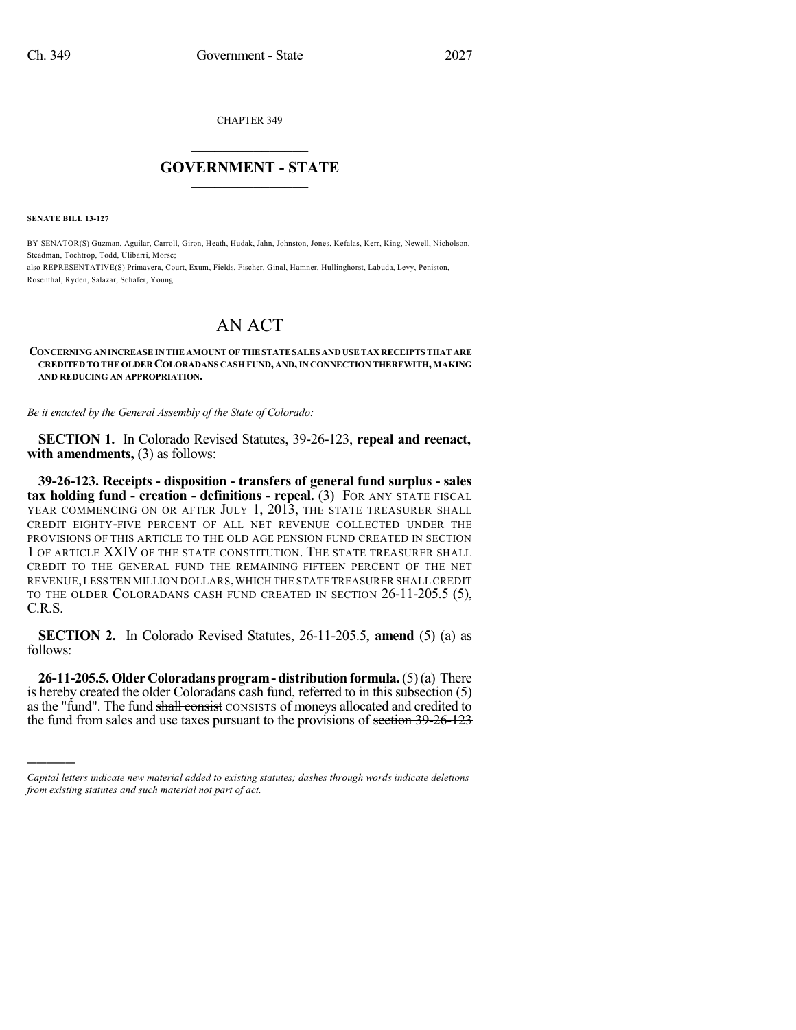CHAPTER 349

# GOVERNMENT - STATE

**SENATE BILL 13-127**

BY SENATOR(S) Guzman, Aguilar, Carroll, Giron, Heath, Hudak, Jahn, Johnston, Jones, Kefalas, Kerr, King, Newell, Nicholson, Steadman, Tochtrop, Todd, Ulibarri, Morse;
also REPRESENTATIVE(S) Primavera, Court, Exum, Fields, Fischer, Ginal, Hamner, Hullinghorst, Labuda, Levy, Peniston, Rosenthal, Ryden, Salazar, Schafer, Young.

# AN ACT

**CONCERNING AN INCREASE IN THE AMOUNT OF THE STATE SALES AND USE TAX RECEIPTS THAT ARE CREDITED TO THE OLDER COLORADANS CASH FUND, AND, IN CONNECTION THEREWITH, MAKING AND REDUCING AN APPROPRIATION.**

*Be it enacted by the General Assembly of the State of Colorado:*

**SECTION 1.** In Colorado Revised Statutes, 39-26-123, **repeal and reenact, with amendments,** (3) as follows:

**39-26-123. Receipts - disposition - transfers of general fund surplus - sales tax holding fund - creation - definitions - repeal.** (3) FOR ANY STATE FISCAL YEAR COMMENCING ON OR AFTER JULY 1, 2013, THE STATE TREASURER SHALL CREDIT EIGHTY-FIVE PERCENT OF ALL NET REVENUE COLLECTED UNDER THE PROVISIONS OF THIS ARTICLE TO THE OLD AGE PENSION FUND CREATED IN SECTION 1 OF ARTICLE XXIV OF THE STATE CONSTITUTION. THE STATE TREASURER SHALL CREDIT TO THE GENERAL FUND THE REMAINING FIFTEEN PERCENT OF THE NET REVENUE, LESS TEN MILLION DOLLARS, WHICH THE STATE TREASURER SHALL CREDIT TO THE OLDER COLORADANS CASH FUND CREATED IN SECTION 26-11-205.5 (5), C.R.S.

**SECTION 2.** In Colorado Revised Statutes, 26-11-205.5, **amend** (5) (a) as follows:

**26-11-205.5. Older Coloradans program - distribution formula.** (5) (a) There is hereby created the older Coloradans cash fund, referred to in this subsection (5) as the "fund". The fund ~~shall consist~~ CONSISTS of moneys allocated and credited to the fund from sales and use taxes pursuant to the provisions of ~~section 39-26-123~~

*Capital letters indicate new material added to existing statutes; dashes through words indicate deletions from existing statutes and such material not part of act.*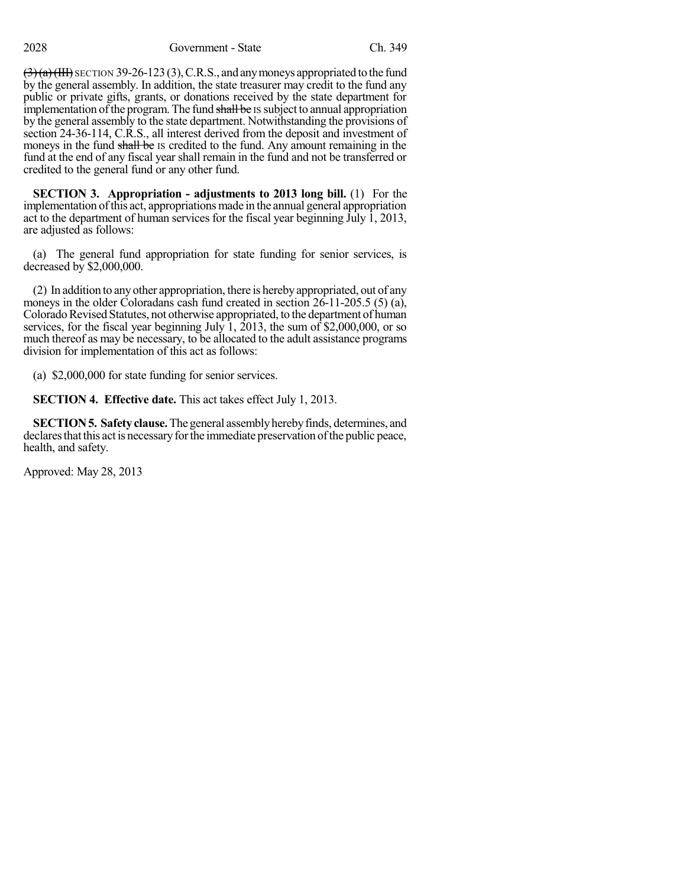~~(3) (a) (III)~~ SECTION 39-26-123 (3), C.R.S., and any moneys appropriated to the fund by the general assembly. In addition, the state treasurer may credit to the fund any public or private gifts, grants, or donations received by the state department for implementation of the program. The fund ~~shall be~~ IS subject to annual appropriation by the general assembly to the state department. Notwithstanding the provisions of section 24-36-114, C.R.S., all interest derived from the deposit and investment of moneys in the fund ~~shall be~~ IS credited to the fund. Any amount remaining in the fund at the end of any fiscal year shall remain in the fund and not be transferred or credited to the general fund or any other fund.

**SECTION 3. Appropriation - adjustments to 2013 long bill.** (1) For the implementation of this act, appropriations made in the annual general appropriation act to the department of human services for the fiscal year beginning July 1, 2013, are adjusted as follows:

(a) The general fund appropriation for state funding for senior services, is decreased by $2,000,000.

(2) In addition to any other appropriation, there is hereby appropriated, out of any moneys in the older Coloradans cash fund created in section 26-11-205.5 (5) (a), Colorado Revised Statutes, not otherwise appropriated, to the department of human services, for the fiscal year beginning July 1, 2013, the sum of $2,000,000, or so much thereof as may be necessary, to be allocated to the adult assistance programs division for implementation of this act as follows:

(a) $2,000,000 for state funding for senior services.

**SECTION 4. Effective date.** This act takes effect July 1, 2013.

**SECTION 5. Safety clause.** The general assembly hereby finds, determines, and declares that this act is necessary for the immediate preservation of the public peace, health, and safety.

Approved: May 28, 2013